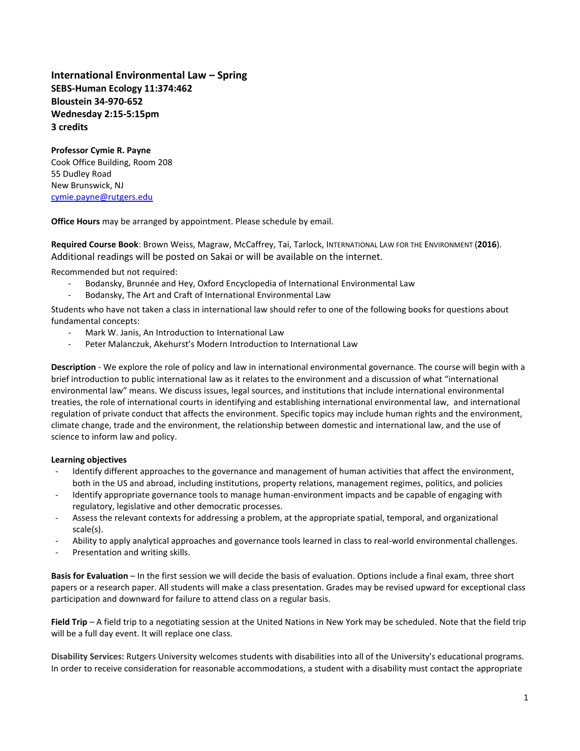# International Environmental Law – Spring

**SEBS-Human Ecology 11:374:462**
**Bloustein 34-970-652**
**Wednesday 2:15-5:15pm**
**3 credits**

**Professor Cymie R. Payne**
Cook Office Building, Room 208
55 Dudley Road
New Brunswick, NJ
cymie.payne@rutgers.edu

**Office Hours** may be arranged by appointment. Please schedule by email.

**Required Course Book**: Brown Weiss, Magraw, McCaffrey, Tai, Tarlock, INTERNATIONAL LAW FOR THE ENVIRONMENT (**2016**). Additional readings will be posted on Sakai or will be available on the internet.

Recommended but not required:

- Bodansky, Brunnée and Hey, Oxford Encyclopedia of International Environmental Law
- Bodansky, The Art and Craft of International Environmental Law

Students who have not taken a class in international law should refer to one of the following books for questions about fundamental concepts:

- Mark W. Janis, An Introduction to International Law
- Peter Malanczuk, Akehurst's Modern Introduction to International Law

**Description** - We explore the role of policy and law in international environmental governance. The course will begin with a brief introduction to public international law as it relates to the environment and a discussion of what "international environmental law" means. We discuss issues, legal sources, and institutions that include international environmental treaties, the role of international courts in identifying and establishing international environmental law, and international regulation of private conduct that affects the environment. Specific topics may include human rights and the environment, climate change, trade and the environment, the relationship between domestic and international law, and the use of science to inform law and policy.

**Learning objectives**

- Identify different approaches to the governance and management of human activities that affect the environment, both in the US and abroad, including institutions, property relations, management regimes, politics, and policies
- Identify appropriate governance tools to manage human-environment impacts and be capable of engaging with regulatory, legislative and other democratic processes.
- Assess the relevant contexts for addressing a problem, at the appropriate spatial, temporal, and organizational scale(s).
- Ability to apply analytical approaches and governance tools learned in class to real-world environmental challenges.
- Presentation and writing skills.

**Basis for Evaluation** – In the first session we will decide the basis of evaluation. Options include a final exam, three short papers or a research paper. All students will make a class presentation. Grades may be revised upward for exceptional class participation and downward for failure to attend class on a regular basis.

**Field Trip** – A field trip to a negotiating session at the United Nations in New York may be scheduled. Note that the field trip will be a full day event. It will replace one class.

**Disability Services:** Rutgers University welcomes students with disabilities into all of the University's educational programs. In order to receive consideration for reasonable accommodations, a student with a disability must contact the appropriate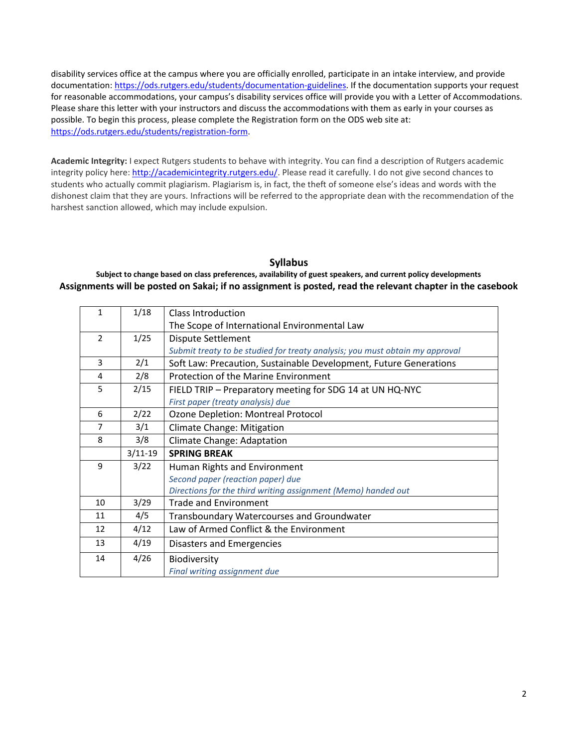disability services office at the campus where you are officially enrolled, participate in an intake interview, and provide documentation: [https://ods.rutgers.edu/students/documentation-guidelines](https://ods.rutgers.edu/students/documentation-guidelines). If the documentation supports your request for reasonable accommodations, your campus's disability services office will provide you with a Letter of Accommodations. Please share this letter with your instructors and discuss the accommodations with them as early in your courses as possible. To begin this process, please complete the Registration form on the ODS web site at: [https://ods.rutgers.edu/students/registration-form](https://ods.rutgers.edu/students/registration-form).

**Academic Integrity:** I expect Rutgers students to behave with integrity. You can find a description of Rutgers academic integrity policy here: [http://academicintegrity.rutgers.edu/](http://academicintegrity.rutgers.edu/). Please read it carefully. I do not give second chances to students who actually commit plagiarism. Plagiarism is, in fact, the theft of someone else's ideas and words with the dishonest claim that they are yours. Infractions will be referred to the appropriate dean with the recommendation of the harshest sanction allowed, which may include expulsion.

## Syllabus

**Subject to change based on class preferences, availability of guest speakers, and current policy developments**

**Assignments will be posted on Sakai; if no assignment is posted, read the relevant chapter in the casebook**

| | | |
|---|---|---|
| 1 | 1/18 | Class Introduction<br>The Scope of International Environmental Law |
| 2 | 1/25 | Dispute Settlement<br>*Submit treaty to be studied for treaty analysis; you must obtain my approval* |
| 3 | 2/1 | Soft Law: Precaution, Sustainable Development, Future Generations |
| 4 | 2/8 | Protection of the Marine Environment |
| 5 | 2/15 | FIELD TRIP – Preparatory meeting for SDG 14 at UN HQ-NYC<br>*First paper (treaty analysis) due* |
| 6 | 2/22 | Ozone Depletion: Montreal Protocol |
| 7 | 3/1 | Climate Change: Mitigation |
| 8 | 3/8 | Climate Change: Adaptation |
| | 3/11-19 | **SPRING BREAK** |
| 9 | 3/22 | Human Rights and Environment<br>*Second paper (reaction paper) due*<br>*Directions for the third writing assignment (Memo) handed out* |
| 10 | 3/29 | Trade and Environment |
| 11 | 4/5 | Transboundary Watercourses and Groundwater |
| 12 | 4/12 | Law of Armed Conflict & the Environment |
| 13 | 4/19 | Disasters and Emergencies |
| 14 | 4/26 | Biodiversity<br>*Final writing assignment due* |